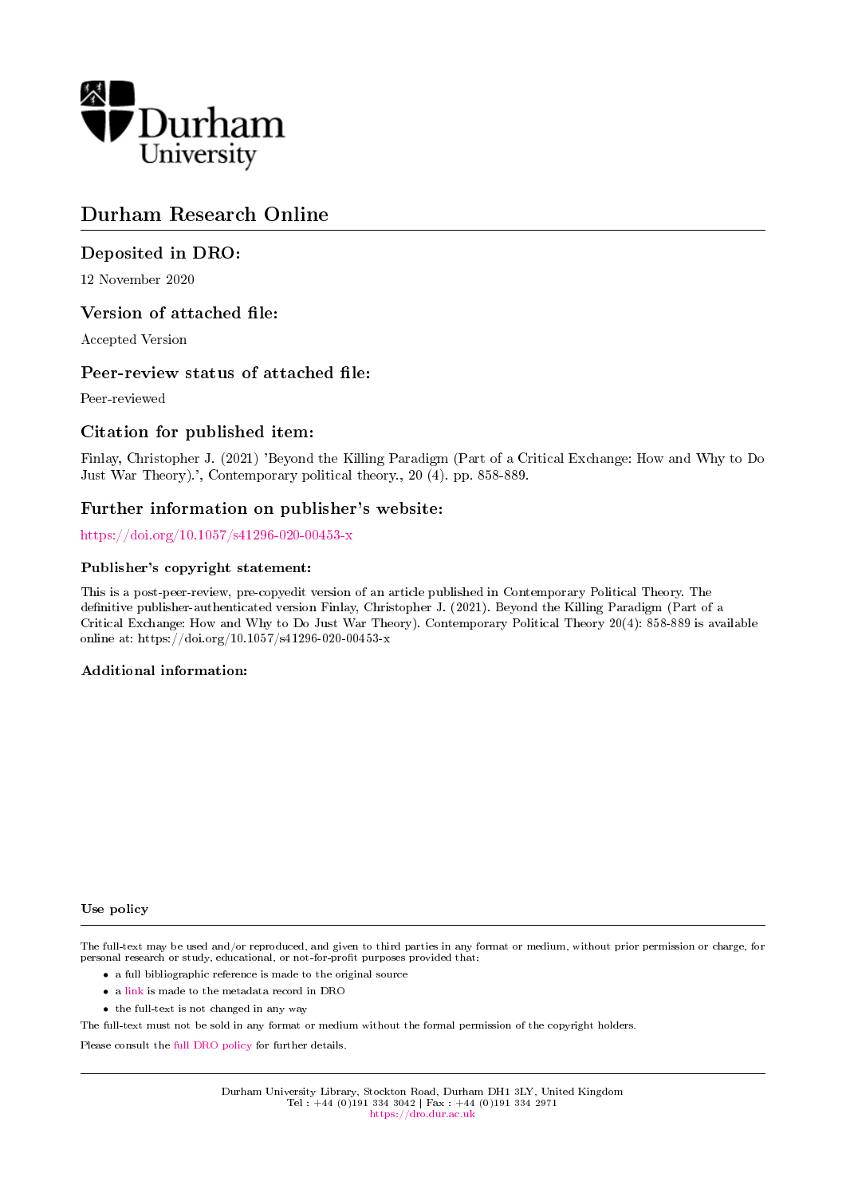Durham University

# Durham Research Online

## Deposited in DRO:

12 November 2020

## Version of attached file:

Accepted Version

## Peer-review status of attached file:

Peer-reviewed

## Citation for published item:

Finlay, Christopher J. (2021) 'Beyond the Killing Paradigm (Part of a Critical Exchange: How and Why to Do Just War Theory).', Contemporary political theory., 20 (4). pp. 858-889.

## Further information on publisher's website:

https://doi.org/10.1057/s41296-020-00453-x

### Publisher's copyright statement:

This is a post-peer-review, pre-copyedit version of an article published in Contemporary Political Theory. The definitive publisher-authenticated version Finlay, Christopher J. (2021). Beyond the Killing Paradigm (Part of a Critical Exchange: How and Why to Do Just War Theory). Contemporary Political Theory 20(4): 858-889 is available online at: https://doi.org/10.1057/s41296-020-00453-x

### Additional information:

#### Use policy

The full-text may be used and/or reproduced, and given to third parties in any format or medium, without prior permission or charge, for personal research or study, educational, or not-for-profit purposes provided that:

- a full bibliographic reference is made to the original source
- a link is made to the metadata record in DRO
- the full-text is not changed in any way

The full-text must not be sold in any format or medium without the formal permission of the copyright holders.

Please consult the full DRO policy for further details.

Durham University Library, Stockton Road, Durham DH1 3LY, United Kingdom
Tel : +44 (0)191 334 3042 | Fax : +44 (0)191 334 2971
https://dro.dur.ac.uk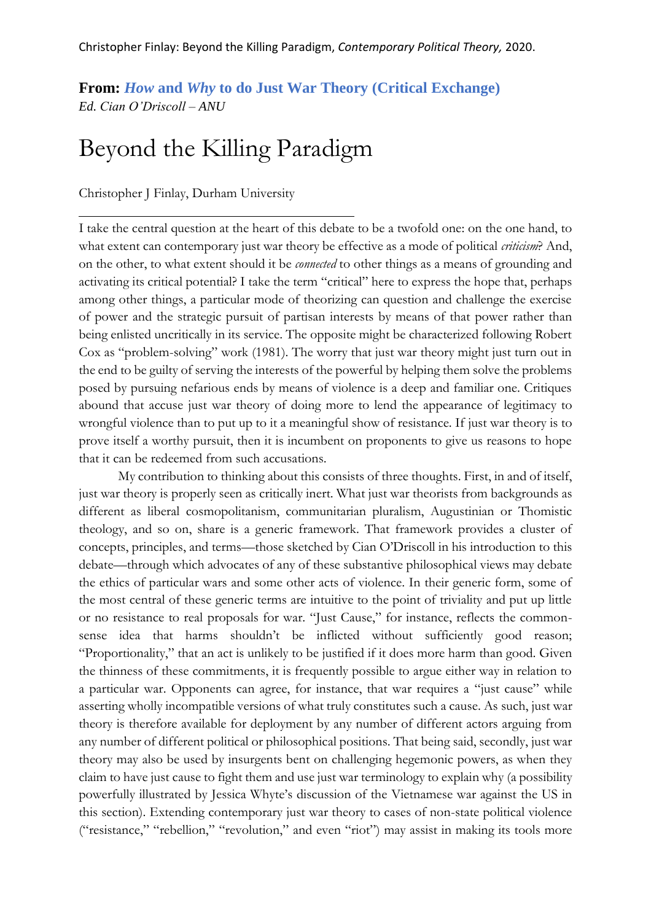**From: *How* and *Why* to do Just War Theory (Critical Exchange)**
*Ed. Cian O'Driscoll – ANU*

# Beyond the Killing Paradigm

Christopher J Finlay, Durham University

---

I take the central question at the heart of this debate to be a twofold one: on the one hand, to what extent can contemporary just war theory be effective as a mode of political *criticism*? And, on the other, to what extent should it be *connected* to other things as a means of grounding and activating its critical potential? I take the term "critical" here to express the hope that, perhaps among other things, a particular mode of theorizing can question and challenge the exercise of power and the strategic pursuit of partisan interests by means of that power rather than being enlisted uncritically in its service. The opposite might be characterized following Robert Cox as "problem-solving" work (1981). The worry that just war theory might just turn out in the end to be guilty of serving the interests of the powerful by helping them solve the problems posed by pursuing nefarious ends by means of violence is a deep and familiar one. Critiques abound that accuse just war theory of doing more to lend the appearance of legitimacy to wrongful violence than to put up to it a meaningful show of resistance. If just war theory is to prove itself a worthy pursuit, then it is incumbent on proponents to give us reasons to hope that it can be redeemed from such accusations.

My contribution to thinking about this consists of three thoughts. First, in and of itself, just war theory is properly seen as critically inert. What just war theorists from backgrounds as different as liberal cosmopolitanism, communitarian pluralism, Augustinian or Thomistic theology, and so on, share is a generic framework. That framework provides a cluster of concepts, principles, and terms—those sketched by Cian O'Driscoll in his introduction to this debate—through which advocates of any of these substantive philosophical views may debate the ethics of particular wars and some other acts of violence. In their generic form, some of the most central of these generic terms are intuitive to the point of triviality and put up little or no resistance to real proposals for war. "Just Cause," for instance, reflects the common-sense idea that harms shouldn't be inflicted without sufficiently good reason; "Proportionality," that an act is unlikely to be justified if it does more harm than good. Given the thinness of these commitments, it is frequently possible to argue either way in relation to a particular war. Opponents can agree, for instance, that war requires a "just cause" while asserting wholly incompatible versions of what truly constitutes such a cause. As such, just war theory is therefore available for deployment by any number of different actors arguing from any number of different political or philosophical positions. That being said, secondly, just war theory may also be used by insurgents bent on challenging hegemonic powers, as when they claim to have just cause to fight them and use just war terminology to explain why (a possibility powerfully illustrated by Jessica Whyte's discussion of the Vietnamese war against the US in this section). Extending contemporary just war theory to cases of non-state political violence ("resistance," "rebellion," "revolution," and even "riot") may assist in making its tools more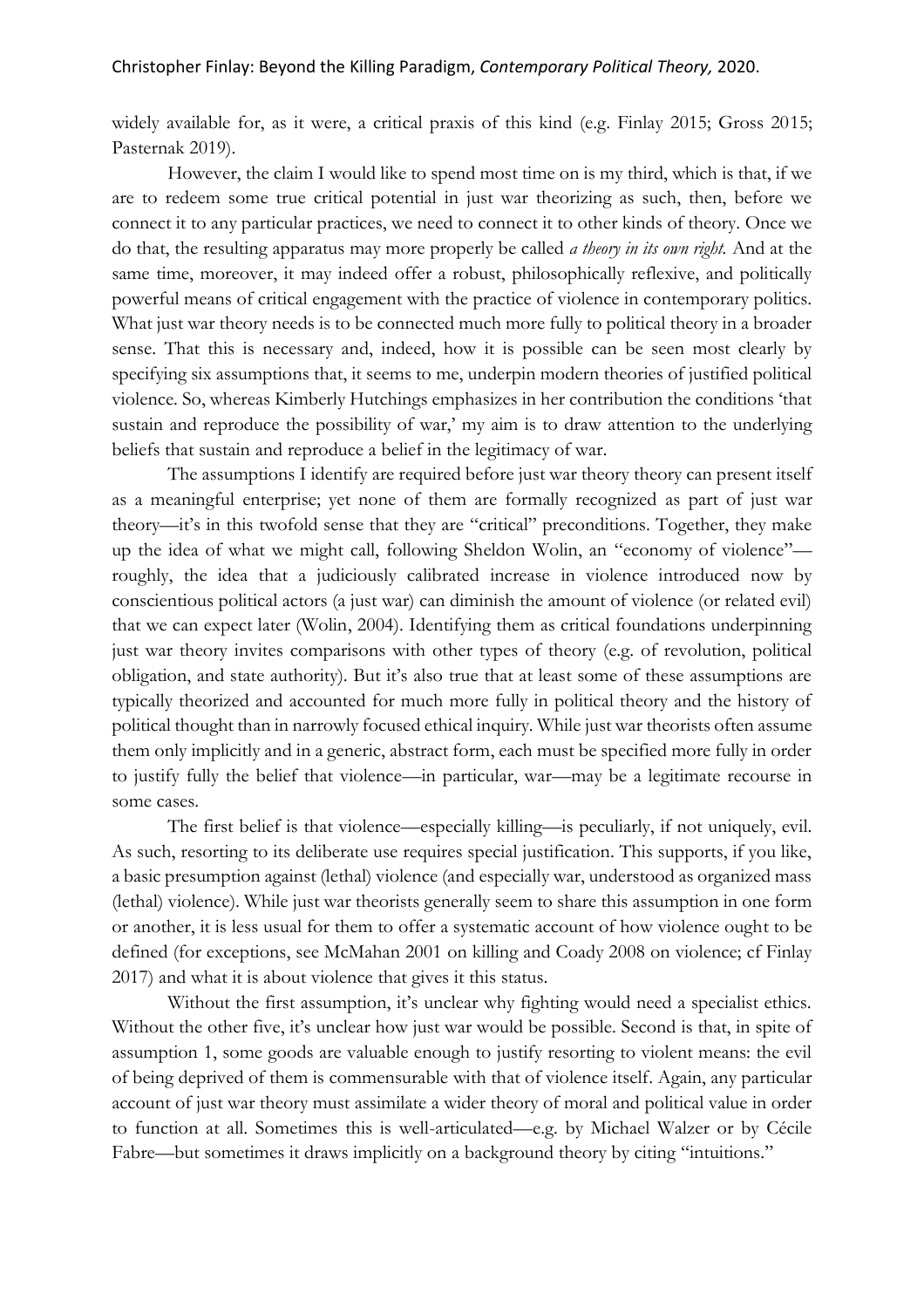widely available for, as it were, a critical praxis of this kind (e.g. Finlay 2015; Gross 2015; Pasternak 2019).

However, the claim I would like to spend most time on is my third, which is that, if we are to redeem some true critical potential in just war theorizing as such, then, before we connect it to any particular practices, we need to connect it to other kinds of theory. Once we do that, the resulting apparatus may more properly be called *a theory in its own right.* And at the same time, moreover, it may indeed offer a robust, philosophically reflexive, and politically powerful means of critical engagement with the practice of violence in contemporary politics. What just war theory needs is to be connected much more fully to political theory in a broader sense. That this is necessary and, indeed, how it is possible can be seen most clearly by specifying six assumptions that, it seems to me, underpin modern theories of justified political violence. So, whereas Kimberly Hutchings emphasizes in her contribution the conditions 'that sustain and reproduce the possibility of war,' my aim is to draw attention to the underlying beliefs that sustain and reproduce a belief in the legitimacy of war.

The assumptions I identify are required before just war theory theory can present itself as a meaningful enterprise; yet none of them are formally recognized as part of just war theory—it's in this twofold sense that they are "critical" preconditions. Together, they make up the idea of what we might call, following Sheldon Wolin, an "economy of violence"—roughly, the idea that a judiciously calibrated increase in violence introduced now by conscientious political actors (a just war) can diminish the amount of violence (or related evil) that we can expect later (Wolin, 2004). Identifying them as critical foundations underpinning just war theory invites comparisons with other types of theory (e.g. of revolution, political obligation, and state authority). But it's also true that at least some of these assumptions are typically theorized and accounted for much more fully in political theory and the history of political thought than in narrowly focused ethical inquiry. While just war theorists often assume them only implicitly and in a generic, abstract form, each must be specified more fully in order to justify fully the belief that violence—in particular, war—may be a legitimate recourse in some cases.

The first belief is that violence—especially killing—is peculiarly, if not uniquely, evil. As such, resorting to its deliberate use requires special justification. This supports, if you like, a basic presumption against (lethal) violence (and especially war, understood as organized mass (lethal) violence). While just war theorists generally seem to share this assumption in one form or another, it is less usual for them to offer a systematic account of how violence ought to be defined (for exceptions, see McMahan 2001 on killing and Coady 2008 on violence; cf Finlay 2017) and what it is about violence that gives it this status.

Without the first assumption, it's unclear why fighting would need a specialist ethics. Without the other five, it's unclear how just war would be possible. Second is that, in spite of assumption 1, some goods are valuable enough to justify resorting to violent means: the evil of being deprived of them is commensurable with that of violence itself. Again, any particular account of just war theory must assimilate a wider theory of moral and political value in order to function at all. Sometimes this is well-articulated—e.g. by Michael Walzer or by Cécile Fabre—but sometimes it draws implicitly on a background theory by citing "intuitions."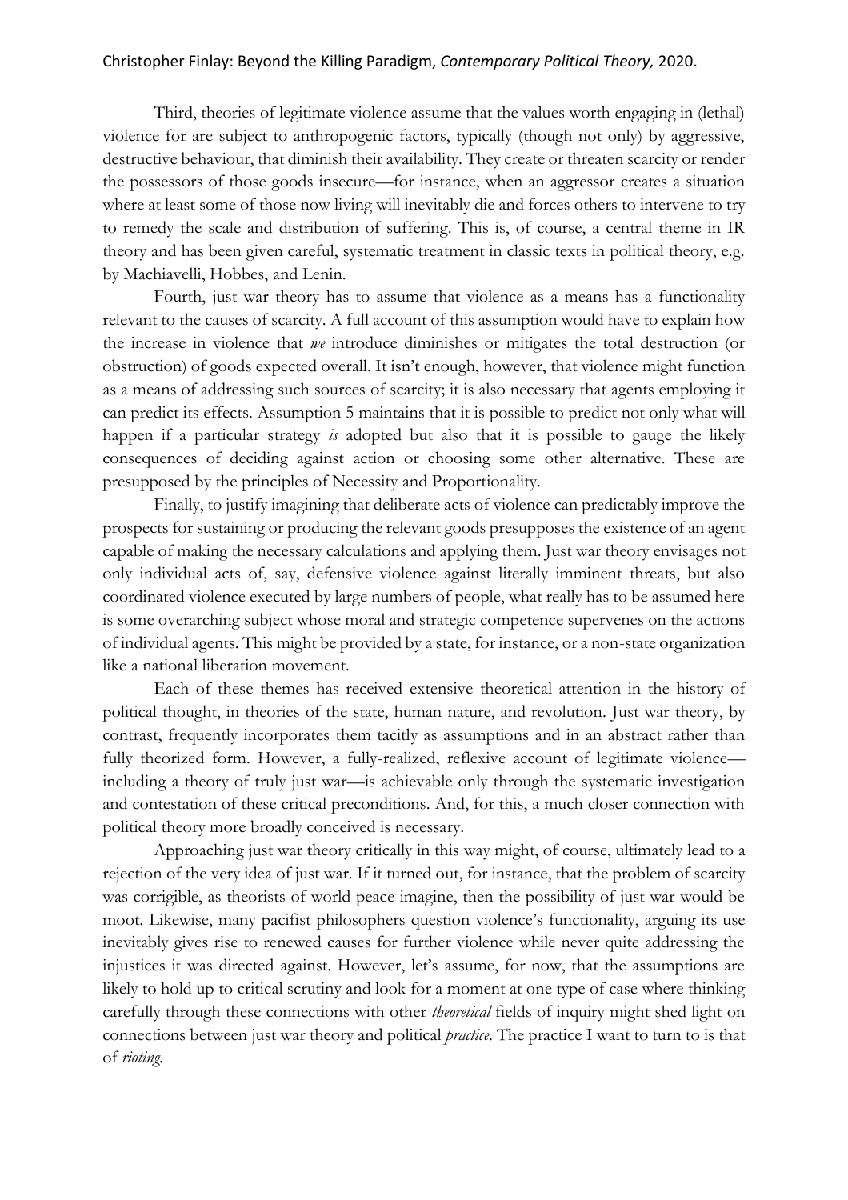Third, theories of legitimate violence assume that the values worth engaging in (lethal) violence for are subject to anthropogenic factors, typically (though not only) by aggressive, destructive behaviour, that diminish their availability. They create or threaten scarcity or render the possessors of those goods insecure—for instance, when an aggressor creates a situation where at least some of those now living will inevitably die and forces others to intervene to try to remedy the scale and distribution of suffering. This is, of course, a central theme in IR theory and has been given careful, systematic treatment in classic texts in political theory, e.g. by Machiavelli, Hobbes, and Lenin.

Fourth, just war theory has to assume that violence as a means has a functionality relevant to the causes of scarcity. A full account of this assumption would have to explain how the increase in violence that *we* introduce diminishes or mitigates the total destruction (or obstruction) of goods expected overall. It isn't enough, however, that violence might function as a means of addressing such sources of scarcity; it is also necessary that agents employing it can predict its effects. Assumption 5 maintains that it is possible to predict not only what will happen if a particular strategy *is* adopted but also that it is possible to gauge the likely consequences of deciding against action or choosing some other alternative. These are presupposed by the principles of Necessity and Proportionality.

Finally, to justify imagining that deliberate acts of violence can predictably improve the prospects for sustaining or producing the relevant goods presupposes the existence of an agent capable of making the necessary calculations and applying them. Just war theory envisages not only individual acts of, say, defensive violence against literally imminent threats, but also coordinated violence executed by large numbers of people, what really has to be assumed here is some overarching subject whose moral and strategic competence supervenes on the actions of individual agents. This might be provided by a state, for instance, or a non-state organization like a national liberation movement.

Each of these themes has received extensive theoretical attention in the history of political thought, in theories of the state, human nature, and revolution. Just war theory, by contrast, frequently incorporates them tacitly as assumptions and in an abstract rather than fully theorized form. However, a fully-realized, reflexive account of legitimate violence—including a theory of truly just war—is achievable only through the systematic investigation and contestation of these critical preconditions. And, for this, a much closer connection with political theory more broadly conceived is necessary.

Approaching just war theory critically in this way might, of course, ultimately lead to a rejection of the very idea of just war. If it turned out, for instance, that the problem of scarcity was corrigible, as theorists of world peace imagine, then the possibility of just war would be moot. Likewise, many pacifist philosophers question violence's functionality, arguing its use inevitably gives rise to renewed causes for further violence while never quite addressing the injustices it was directed against. However, let's assume, for now, that the assumptions are likely to hold up to critical scrutiny and look for a moment at one type of case where thinking carefully through these connections with other *theoretical* fields of inquiry might shed light on connections between just war theory and political *practice*. The practice I want to turn to is that of *rioting*.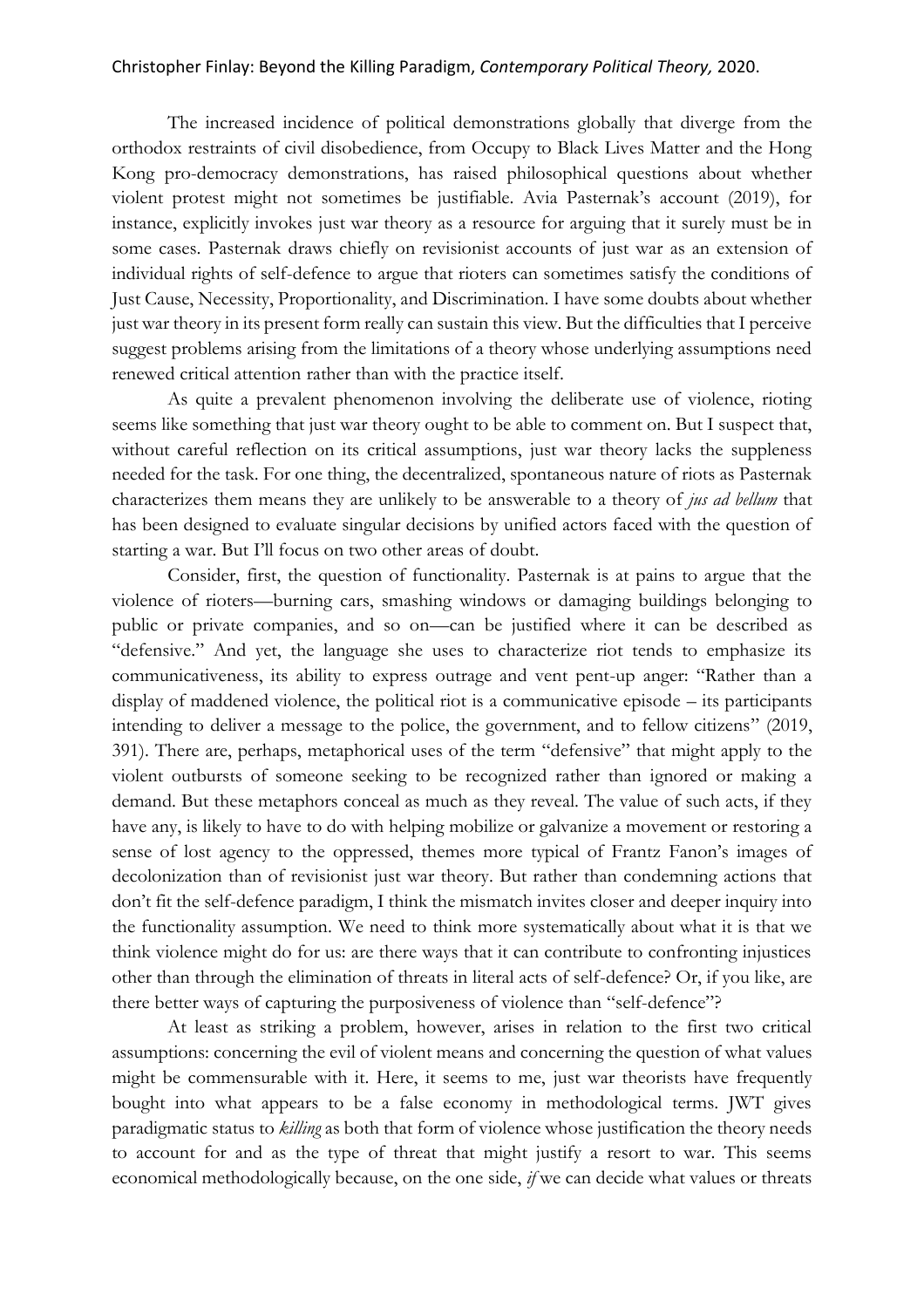The increased incidence of political demonstrations globally that diverge from the orthodox restraints of civil disobedience, from Occupy to Black Lives Matter and the Hong Kong pro-democracy demonstrations, has raised philosophical questions about whether violent protest might not sometimes be justifiable. Avia Pasternak's account (2019), for instance, explicitly invokes just war theory as a resource for arguing that it surely must be in some cases. Pasternak draws chiefly on revisionist accounts of just war as an extension of individual rights of self-defence to argue that rioters can sometimes satisfy the conditions of Just Cause, Necessity, Proportionality, and Discrimination. I have some doubts about whether just war theory in its present form really can sustain this view. But the difficulties that I perceive suggest problems arising from the limitations of a theory whose underlying assumptions need renewed critical attention rather than with the practice itself.

As quite a prevalent phenomenon involving the deliberate use of violence, rioting seems like something that just war theory ought to be able to comment on. But I suspect that, without careful reflection on its critical assumptions, just war theory lacks the suppleness needed for the task. For one thing, the decentralized, spontaneous nature of riots as Pasternak characterizes them means they are unlikely to be answerable to a theory of *jus ad bellum* that has been designed to evaluate singular decisions by unified actors faced with the question of starting a war. But I'll focus on two other areas of doubt.

Consider, first, the question of functionality. Pasternak is at pains to argue that the violence of rioters—burning cars, smashing windows or damaging buildings belonging to public or private companies, and so on—can be justified where it can be described as "defensive." And yet, the language she uses to characterize riot tends to emphasize its communicativeness, its ability to express outrage and vent pent-up anger: "Rather than a display of maddened violence, the political riot is a communicative episode – its participants intending to deliver a message to the police, the government, and to fellow citizens" (2019, 391). There are, perhaps, metaphorical uses of the term "defensive" that might apply to the violent outbursts of someone seeking to be recognized rather than ignored or making a demand. But these metaphors conceal as much as they reveal. The value of such acts, if they have any, is likely to have to do with helping mobilize or galvanize a movement or restoring a sense of lost agency to the oppressed, themes more typical of Frantz Fanon's images of decolonization than of revisionist just war theory. But rather than condemning actions that don't fit the self-defence paradigm, I think the mismatch invites closer and deeper inquiry into the functionality assumption. We need to think more systematically about what it is that we think violence might do for us: are there ways that it can contribute to confronting injustices other than through the elimination of threats in literal acts of self-defence? Or, if you like, are there better ways of capturing the purposiveness of violence than "self-defence"?

At least as striking a problem, however, arises in relation to the first two critical assumptions: concerning the evil of violent means and concerning the question of what values might be commensurable with it. Here, it seems to me, just war theorists have frequently bought into what appears to be a false economy in methodological terms. JWT gives paradigmatic status to *killing* as both that form of violence whose justification the theory needs to account for and as the type of threat that might justify a resort to war. This seems economical methodologically because, on the one side, *if* we can decide what values or threats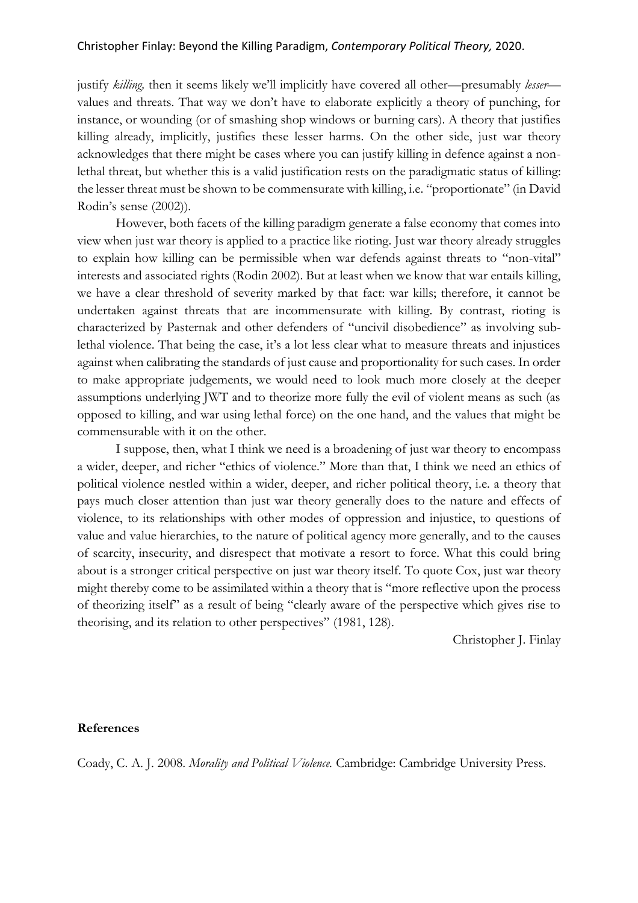justify *killing,* then it seems likely we'll implicitly have covered all other—presumably *lesser*—values and threats. That way we don't have to elaborate explicitly a theory of punching, for instance, or wounding (or of smashing shop windows or burning cars). A theory that justifies killing already, implicitly, justifies these lesser harms. On the other side, just war theory acknowledges that there might be cases where you can justify killing in defence against a non-lethal threat, but whether this is a valid justification rests on the paradigmatic status of killing: the lesser threat must be shown to be commensurate with killing, i.e. "proportionate" (in David Rodin's sense (2002)).

However, both facets of the killing paradigm generate a false economy that comes into view when just war theory is applied to a practice like rioting. Just war theory already struggles to explain how killing can be permissible when war defends against threats to "non-vital" interests and associated rights (Rodin 2002). But at least when we know that war entails killing, we have a clear threshold of severity marked by that fact: war kills; therefore, it cannot be undertaken against threats that are incommensurate with killing. By contrast, rioting is characterized by Pasternak and other defenders of "uncivil disobedience" as involving sub-lethal violence. That being the case, it's a lot less clear what to measure threats and injustices against when calibrating the standards of just cause and proportionality for such cases. In order to make appropriate judgements, we would need to look much more closely at the deeper assumptions underlying JWT and to theorize more fully the evil of violent means as such (as opposed to killing, and war using lethal force) on the one hand, and the values that might be commensurable with it on the other.

I suppose, then, what I think we need is a broadening of just war theory to encompass a wider, deeper, and richer "ethics of violence." More than that, I think we need an ethics of political violence nestled within a wider, deeper, and richer political theory, i.e. a theory that pays much closer attention than just war theory generally does to the nature and effects of violence, to its relationships with other modes of oppression and injustice, to questions of value and value hierarchies, to the nature of political agency more generally, and to the causes of scarcity, insecurity, and disrespect that motivate a resort to force. What this could bring about is a stronger critical perspective on just war theory itself. To quote Cox, just war theory might thereby come to be assimilated within a theory that is "more reflective upon the process of theorizing itself" as a result of being "clearly aware of the perspective which gives rise to theorising, and its relation to other perspectives" (1981, 128).

Christopher J. Finlay

**References**

Coady, C. A. J. 2008. *Morality and Political Violence.* Cambridge: Cambridge University Press.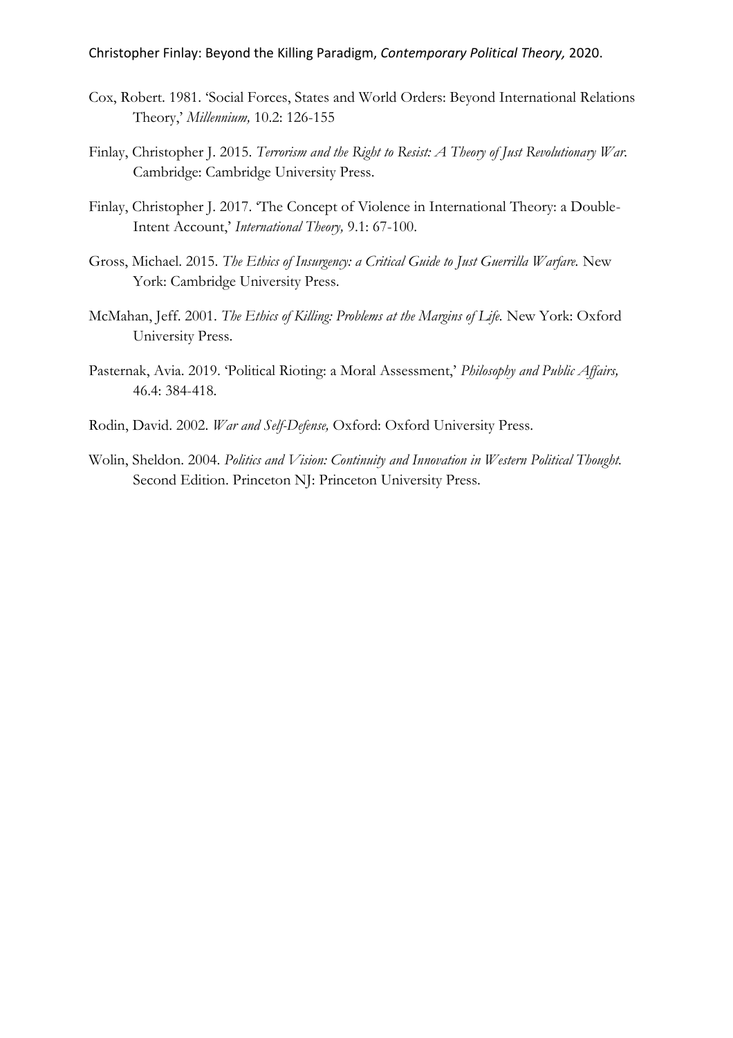Cox, Robert. 1981. 'Social Forces, States and World Orders: Beyond International Relations Theory,' *Millennium,* 10.2: 126-155

Finlay, Christopher J. 2015. *Terrorism and the Right to Resist: A Theory of Just Revolutionary War.* Cambridge: Cambridge University Press.

Finlay, Christopher J. 2017. 'The Concept of Violence in International Theory: a Double-Intent Account,' *International Theory,* 9.1: 67-100.

Gross, Michael. 2015. *The Ethics of Insurgency: a Critical Guide to Just Guerrilla Warfare.* New York: Cambridge University Press.

McMahan, Jeff. 2001. *The Ethics of Killing: Problems at the Margins of Life.* New York: Oxford University Press.

Pasternak, Avia. 2019. 'Political Rioting: a Moral Assessment,' *Philosophy and Public Affairs,* 46.4: 384-418.

Rodin, David. 2002. *War and Self-Defense,* Oxford: Oxford University Press.

Wolin, Sheldon. 2004. *Politics and Vision: Continuity and Innovation in Western Political Thought.* Second Edition. Princeton NJ: Princeton University Press.